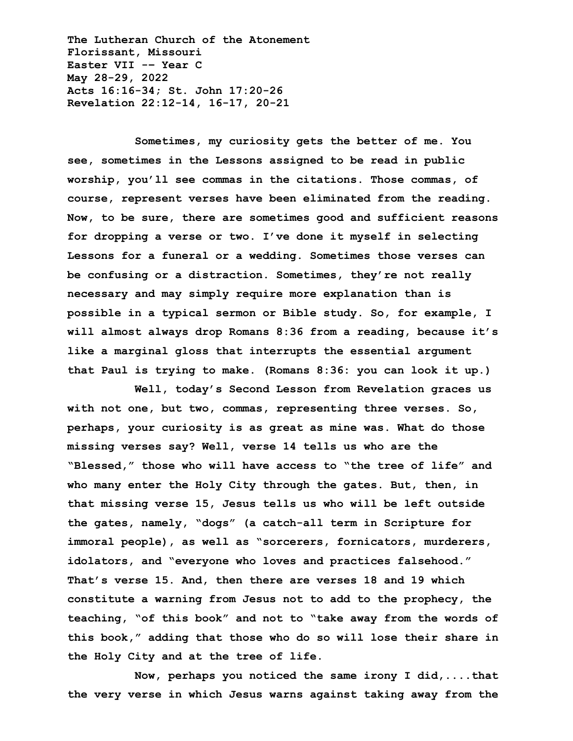**The Lutheran Church of the Atonement**
**Florissant, Missouri**
**Easter VII -- Year C**
**May 28-29, 2022**
**Acts 16:16-34; St. John 17:20-26**
**Revelation 22:12-14, 16-17, 20-21**

Sometimes, my curiosity gets the better of me. You see, sometimes in the Lessons assigned to be read in public worship, you'll see commas in the citations. Those commas, of course, represent verses have been eliminated from the reading. Now, to be sure, there are sometimes good and sufficient reasons for dropping a verse or two. I've done it myself in selecting Lessons for a funeral or a wedding. Sometimes those verses can be confusing or a distraction. Sometimes, they're not really necessary and may simply require more explanation than is possible in a typical sermon or Bible study. So, for example, I will almost always drop Romans 8:36 from a reading, because it's like a marginal gloss that interrupts the essential argument that Paul is trying to make. (Romans 8:36: you can look it up.)

Well, today's Second Lesson from Revelation graces us with not one, but two, commas, representing three verses. So, perhaps, your curiosity is as great as mine was. What do those missing verses say? Well, verse 14 tells us who are the "Blessed," those who will have access to "the tree of life" and who many enter the Holy City through the gates. But, then, in that missing verse 15, Jesus tells us who will be left outside the gates, namely, "dogs" (a catch-all term in Scripture for immoral people), as well as "sorcerers, fornicators, murderers, idolators, and "everyone who loves and practices falsehood." That's verse 15. And, then there are verses 18 and 19 which constitute a warning from Jesus not to add to the prophecy, the teaching, "of this book" and not to "take away from the words of this book," adding that those who do so will lose their share in the Holy City and at the tree of life.

Now, perhaps you noticed the same irony I did,....that the very verse in which Jesus warns against taking away from the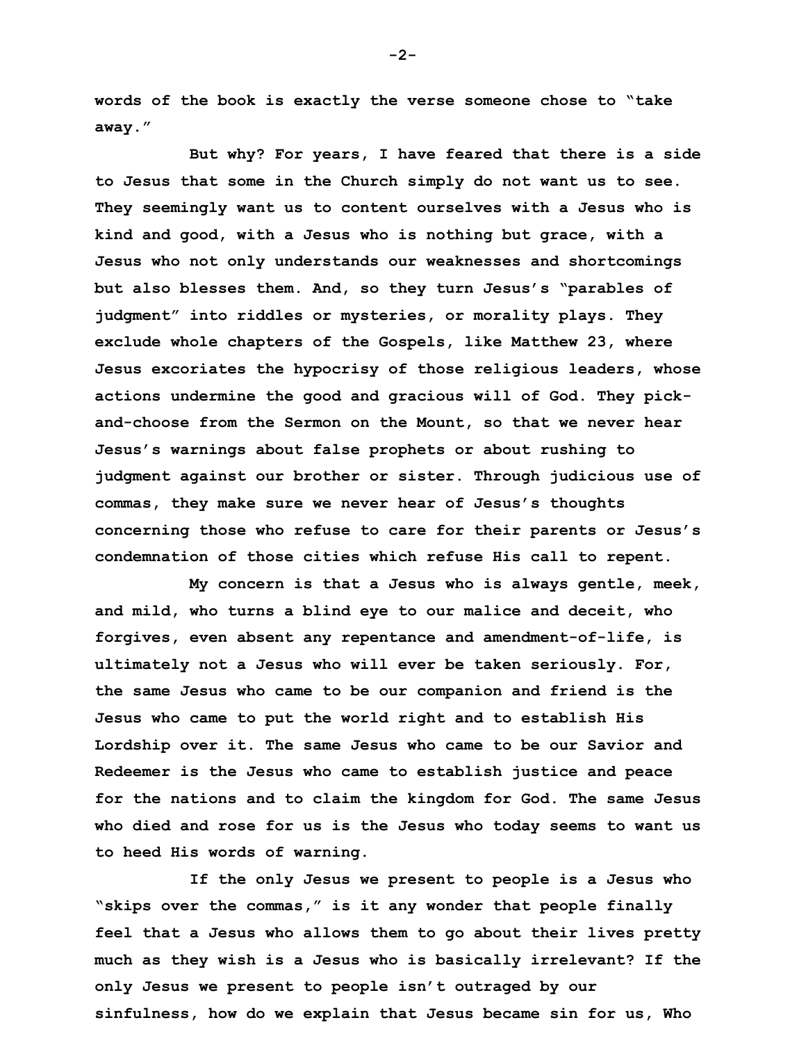**words of the book is exactly the verse someone chose to "take away."**

**But why? For years, I have feared that there is a side to Jesus that some in the Church simply do not want us to see. They seemingly want us to content ourselves with a Jesus who is kind and good, with a Jesus who is nothing but grace, with a Jesus who not only understands our weaknesses and shortcomings but also blesses them. And, so they turn Jesus's "parables of judgment" into riddles or mysteries, or morality plays. They exclude whole chapters of the Gospels, like Matthew 23, where Jesus excoriates the hypocrisy of those religious leaders, whose actions undermine the good and gracious will of God. They pick-and-choose from the Sermon on the Mount, so that we never hear Jesus's warnings about false prophets or about rushing to judgment against our brother or sister. Through judicious use of commas, they make sure we never hear of Jesus's thoughts concerning those who refuse to care for their parents or Jesus's condemnation of those cities which refuse His call to repent.**

**My concern is that a Jesus who is always gentle, meek, and mild, who turns a blind eye to our malice and deceit, who forgives, even absent any repentance and amendment-of-life, is ultimately not a Jesus who will ever be taken seriously. For, the same Jesus who came to be our companion and friend is the Jesus who came to put the world right and to establish His Lordship over it. The same Jesus who came to be our Savior and Redeemer is the Jesus who came to establish justice and peace for the nations and to claim the kingdom for God. The same Jesus who died and rose for us is the Jesus who today seems to want us to heed His words of warning.**

**If the only Jesus we present to people is a Jesus who "skips over the commas," is it any wonder that people finally feel that a Jesus who allows them to go about their lives pretty much as they wish is a Jesus who is basically irrelevant? If the only Jesus we present to people isn't outraged by our sinfulness, how do we explain that Jesus became sin for us, Who**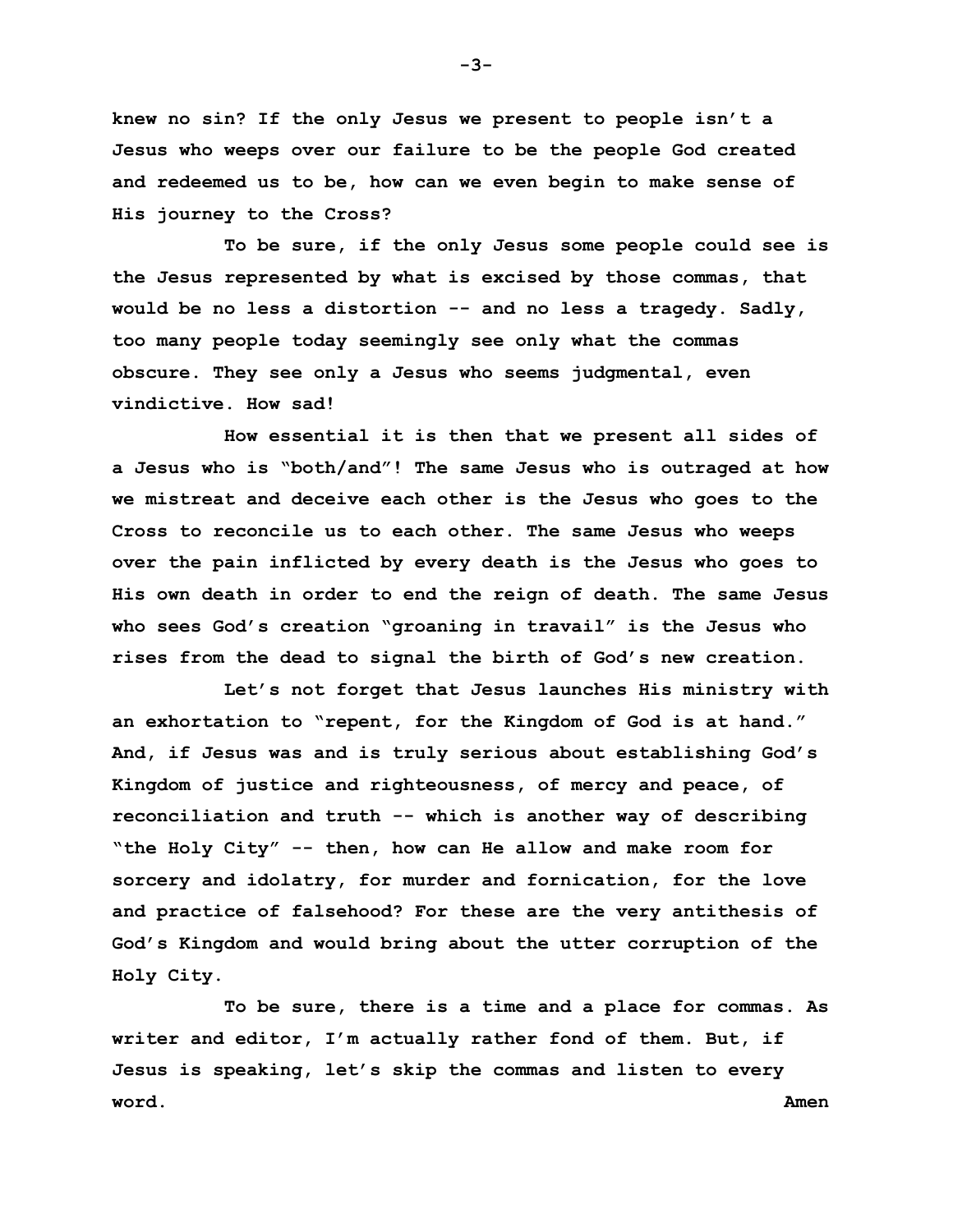**knew no sin? If the only Jesus we present to people isn't a Jesus who weeps over our failure to be the people God created and redeemed us to be, how can we even begin to make sense of His journey to the Cross?**

**To be sure, if the only Jesus some people could see is the Jesus represented by what is excised by those commas, that would be no less a distortion -- and no less a tragedy. Sadly, too many people today seemingly see only what the commas obscure. They see only a Jesus who seems judgmental, even vindictive. How sad!**

**How essential it is then that we present all sides of a Jesus who is "both/and"! The same Jesus who is outraged at how we mistreat and deceive each other is the Jesus who goes to the Cross to reconcile us to each other. The same Jesus who weeps over the pain inflicted by every death is the Jesus who goes to His own death in order to end the reign of death. The same Jesus who sees God's creation "groaning in travail" is the Jesus who rises from the dead to signal the birth of God's new creation.**

**Let's not forget that Jesus launches His ministry with an exhortation to "repent, for the Kingdom of God is at hand." And, if Jesus was and is truly serious about establishing God's Kingdom of justice and righteousness, of mercy and peace, of reconciliation and truth -- which is another way of describing "the Holy City" -- then, how can He allow and make room for sorcery and idolatry, for murder and fornication, for the love and practice of falsehood? For these are the very antithesis of God's Kingdom and would bring about the utter corruption of the Holy City.**

**To be sure, there is a time and a place for commas. As writer and editor, I'm actually rather fond of them. But, if Jesus is speaking, let's skip the commas and listen to every word.**

**Amen**